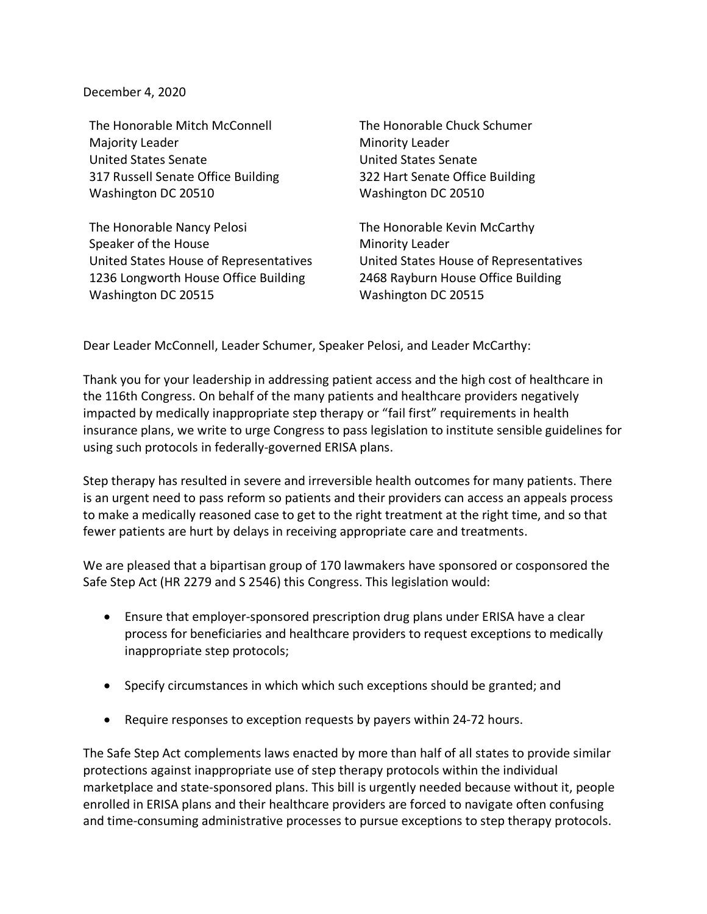December 4, 2020

The Honorable Mitch McConnell
Majority Leader
United States Senate
317 Russell Senate Office Building
Washington DC 20510

The Honorable Chuck Schumer
Minority Leader
United States Senate
322 Hart Senate Office Building
Washington DC 20510

The Honorable Nancy Pelosi
Speaker of the House
United States House of Representatives
1236 Longworth House Office Building
Washington DC 20515

The Honorable Kevin McCarthy
Minority Leader
United States House of Representatives
2468 Rayburn House Office Building
Washington DC 20515

Dear Leader McConnell, Leader Schumer, Speaker Pelosi, and Leader McCarthy:

Thank you for your leadership in addressing patient access and the high cost of healthcare in the 116th Congress. On behalf of the many patients and healthcare providers negatively impacted by medically inappropriate step therapy or "fail first" requirements in health insurance plans, we write to urge Congress to pass legislation to institute sensible guidelines for using such protocols in federally-governed ERISA plans.

Step therapy has resulted in severe and irreversible health outcomes for many patients. There is an urgent need to pass reform so patients and their providers can access an appeals process to make a medically reasoned case to get to the right treatment at the right time, and so that fewer patients are hurt by delays in receiving appropriate care and treatments.

We are pleased that a bipartisan group of 170 lawmakers have sponsored or cosponsored the Safe Step Act (HR 2279 and S 2546) this Congress. This legislation would:

- Ensure that employer-sponsored prescription drug plans under ERISA have a clear process for beneficiaries and healthcare providers to request exceptions to medically inappropriate step protocols;
- Specify circumstances in which which such exceptions should be granted; and
- Require responses to exception requests by payers within 24-72 hours.

The Safe Step Act complements laws enacted by more than half of all states to provide similar protections against inappropriate use of step therapy protocols within the individual marketplace and state-sponsored plans. This bill is urgently needed because without it, people enrolled in ERISA plans and their healthcare providers are forced to navigate often confusing and time-consuming administrative processes to pursue exceptions to step therapy protocols.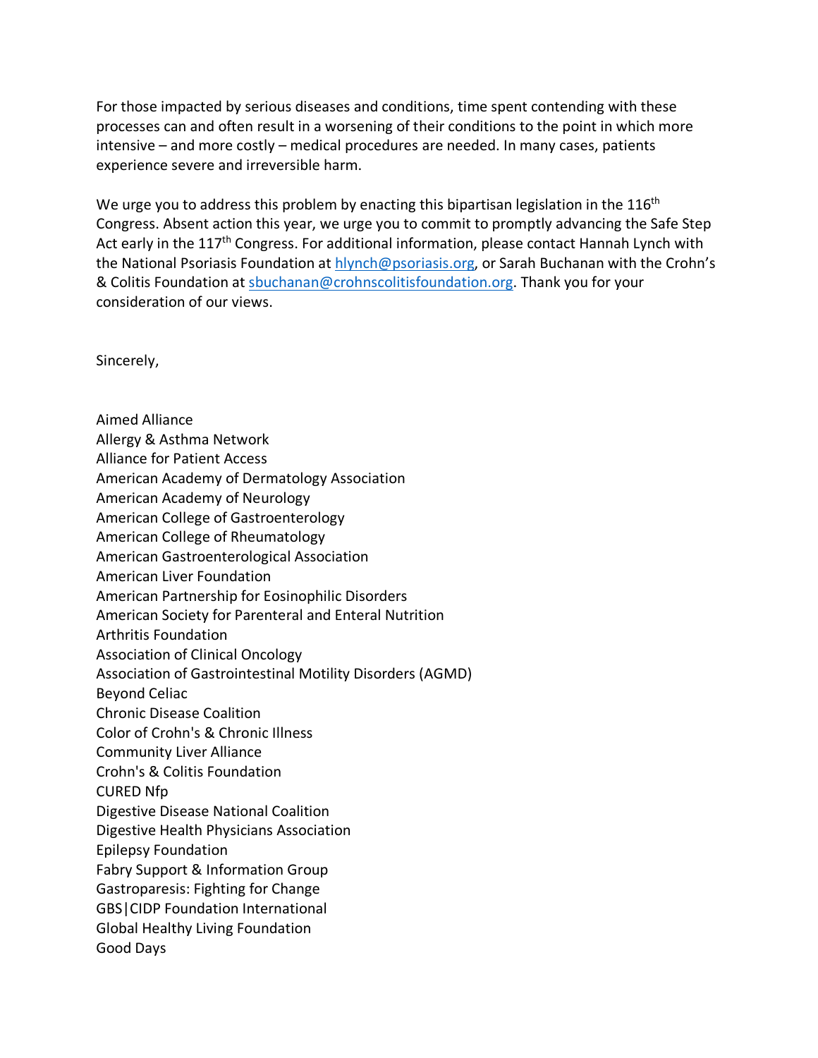For those impacted by serious diseases and conditions, time spent contending with these processes can and often result in a worsening of their conditions to the point in which more intensive – and more costly – medical procedures are needed. In many cases, patients experience severe and irreversible harm.

We urge you to address this problem by enacting this bipartisan legislation in the 116th Congress. Absent action this year, we urge you to commit to promptly advancing the Safe Step Act early in the 117th Congress. For additional information, please contact Hannah Lynch with the National Psoriasis Foundation at hlynch@psoriasis.org, or Sarah Buchanan with the Crohn's & Colitis Foundation at sbuchanan@crohnscolitisfoundation.org. Thank you for your consideration of our views.

Sincerely,

Aimed Alliance
Allergy & Asthma Network
Alliance for Patient Access
American Academy of Dermatology Association
American Academy of Neurology
American College of Gastroenterology
American College of Rheumatology
American Gastroenterological Association
American Liver Foundation
American Partnership for Eosinophilic Disorders
American Society for Parenteral and Enteral Nutrition
Arthritis Foundation
Association of Clinical Oncology
Association of Gastrointestinal Motility Disorders (AGMD)
Beyond Celiac
Chronic Disease Coalition
Color of Crohn's & Chronic Illness
Community Liver Alliance
Crohn's & Colitis Foundation
CURED Nfp
Digestive Disease National Coalition
Digestive Health Physicians Association
Epilepsy Foundation
Fabry Support & Information Group
Gastroparesis: Fighting for Change
GBS|CIDP Foundation International
Global Healthy Living Foundation
Good Days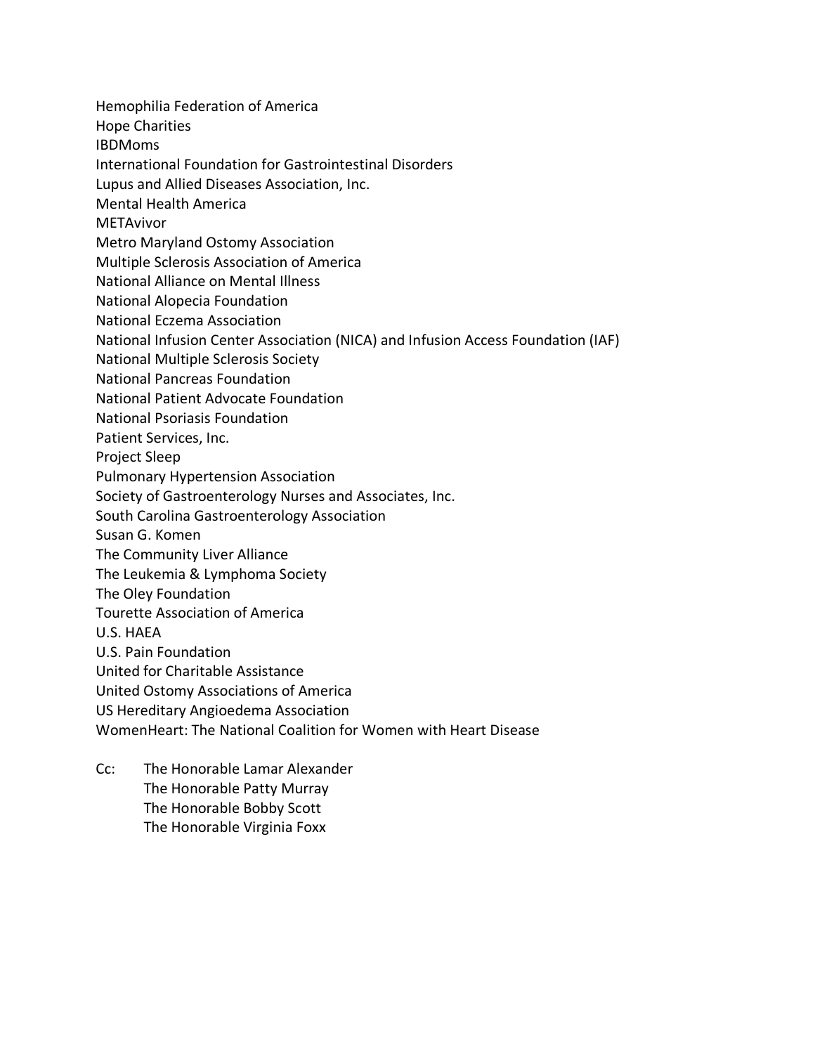Hemophilia Federation of America
Hope Charities
IBDMoms
International Foundation for Gastrointestinal Disorders
Lupus and Allied Diseases Association, Inc.
Mental Health America
METAvivor
Metro Maryland Ostomy Association
Multiple Sclerosis Association of America
National Alliance on Mental Illness
National Alopecia Foundation
National Eczema Association
National Infusion Center Association (NICA) and Infusion Access Foundation (IAF)
National Multiple Sclerosis Society
National Pancreas Foundation
National Patient Advocate Foundation
National Psoriasis Foundation
Patient Services, Inc.
Project Sleep
Pulmonary Hypertension Association
Society of Gastroenterology Nurses and Associates, Inc.
South Carolina Gastroenterology Association
Susan G. Komen
The Community Liver Alliance
The Leukemia & Lymphoma Society
The Oley Foundation
Tourette Association of America
U.S. HAEA
U.S. Pain Foundation
United for Charitable Assistance
United Ostomy Associations of America
US Hereditary Angioedema Association
WomenHeart: The National Coalition for Women with Heart Disease

Cc: The Honorable Lamar Alexander
The Honorable Patty Murray
The Honorable Bobby Scott
The Honorable Virginia Foxx